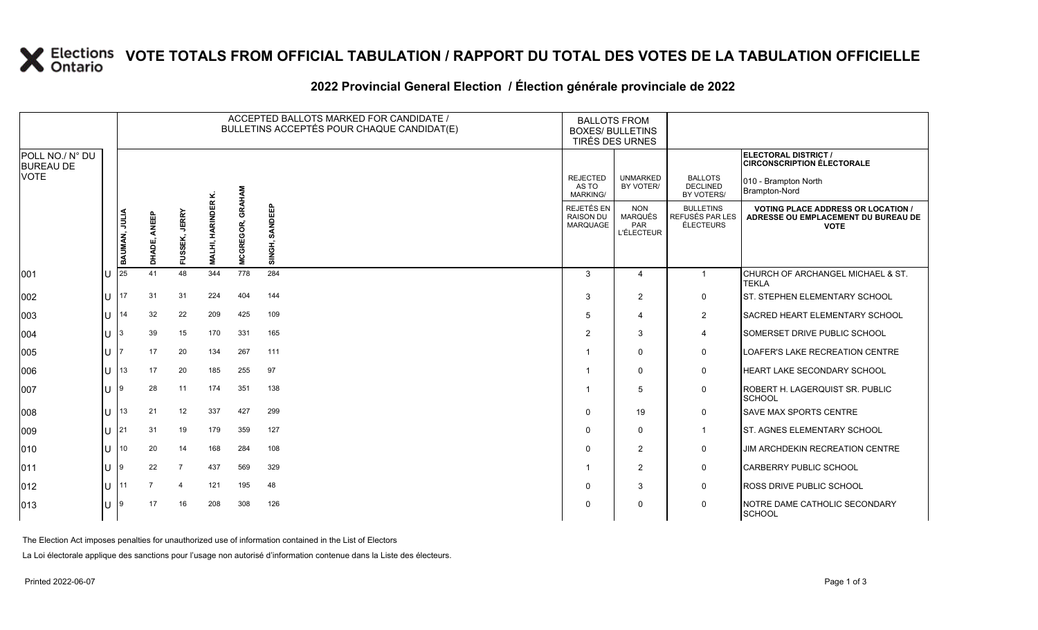# VOTE TOTALS FROM OFFICIAL TABULATION / RAPPORT DU TOTAL DES VOTES DE LA TABULATION OFFICIELLE

## 2022 Provincial General Election / Élection générale provinciale de 2022

ELECTORAL DISTRICT / CIRCONSCRIPTION ÉLECTORALE: 010 - Brampton North / Brampton-Nord

| POLL NO./ N° DU BUREAU DE VOTE | | ACCEPTED BALLOTS MARKED FOR CANDIDATE / BULLETINS ACCEPTÉS POUR CHAQUE CANDIDAT(E) | | | | | | BALLOTS FROM BOXES/ BULLETINS TIRÉS DES URNES | | | |
|---|---|---|---|---|---|---|---|---|---|---|---|
| | | BAUMAN, JULIA | DHADE, ANEEP | FUSSEK, JERRY | MALHI, HARINDER K. | MCGREGOR, GRAHAM | SINGH, SANDEEP | REJECTED AS TO MARKING/ REJETÉS EN RAISON DU MARQUAGE | UNMARKED BY VOTER/ NON MARQUÉS PAR L'ÉLECTEUR | BALLOTS DECLINED BY VOTERS/ BULLETINS REFUSÉS PAR LES ÉLECTEURS | VOTING PLACE ADDRESS OR LOCATION / ADRESSE OU EMPLACEMENT DU BUREAU DE VOTE |
| 001 | U | 25 | 41 | 48 | 344 | 778 | 284 | 3 | 4 | 1 | CHURCH OF ARCHANGEL MICHAEL & ST. TEKLA |
| 002 | U | 17 | 31 | 31 | 224 | 404 | 144 | 3 | 2 | 0 | ST. STEPHEN ELEMENTARY SCHOOL |
| 003 | U | 14 | 32 | 22 | 209 | 425 | 109 | 5 | 4 | 2 | SACRED HEART ELEMENTARY SCHOOL |
| 004 | U | 3 | 39 | 15 | 170 | 331 | 165 | 2 | 3 | 4 | SOMERSET DRIVE PUBLIC SCHOOL |
| 005 | U | 7 | 17 | 20 | 134 | 267 | 111 | 1 | 0 | 0 | LOAFER'S LAKE RECREATION CENTRE |
| 006 | U | 13 | 17 | 20 | 185 | 255 | 97 | 1 | 0 | 0 | HEART LAKE SECONDARY SCHOOL |
| 007 | U | 9 | 28 | 11 | 174 | 351 | 138 | 1 | 5 | 0 | ROBERT H. LAGERQUIST SR. PUBLIC SCHOOL |
| 008 | U | 13 | 21 | 12 | 337 | 427 | 299 | 0 | 19 | 0 | SAVE MAX SPORTS CENTRE |
| 009 | U | 21 | 31 | 19 | 179 | 359 | 127 | 0 | 0 | 1 | ST. AGNES ELEMENTARY SCHOOL |
| 010 | U | 10 | 20 | 14 | 168 | 284 | 108 | 0 | 2 | 0 | JIM ARCHDEKIN RECREATION CENTRE |
| 011 | U | 9 | 22 | 7 | 437 | 569 | 329 | 1 | 2 | 0 | CARBERRY PUBLIC SCHOOL |
| 012 | U | 11 | 7 | 4 | 121 | 195 | 48 | 0 | 3 | 0 | ROSS DRIVE PUBLIC SCHOOL |
| 013 | U | 9 | 17 | 16 | 208 | 308 | 126 | 0 | 0 | 0 | NOTRE DAME CATHOLIC SECONDARY SCHOOL |

The Election Act imposes penalties for unauthorized use of information contained in the List of Electors

La Loi électorale applique des sanctions pour l'usage non autorisé d'information contenue dans la Liste des électeurs.

Printed 2022-06-07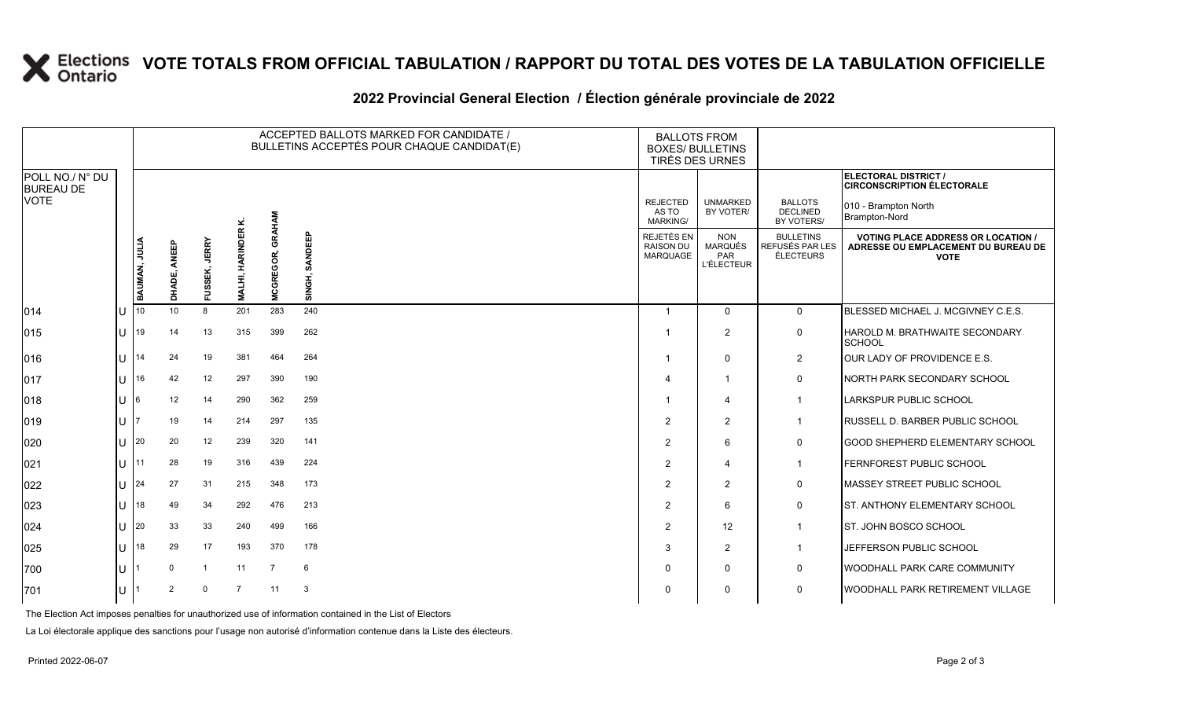# VOTE TOTALS FROM OFFICIAL TABULATION / RAPPORT DU TOTAL DES VOTES DE LA TABULATION OFFICIELLE

## 2022 Provincial General Election / Élection générale provinciale de 2022

| POLL NO./ N° DU BUREAU DE VOTE | | ACCEPTED BALLOTS MARKED FOR CANDIDATE / BULLETINS ACCEPTÉS POUR CHAQUE CANDIDAT(E) | | | | | | BALLOTS FROM BOXES/ BULLETINS TIRÉS DES URNES | | | ELECTORAL DISTRICT / CIRCONSCRIPTION ÉLECTORALE 010 - Brampton North / Brampton-Nord |
|---|---|---|---|---|---|---|---|---|---|---|---|
| | | BAUMAN, JULIA | DHADE, ANEEP | FUSSEK, JERRY | MALHI, HARINDER K. | MCGREGOR, GRAHAM | SINGH, SANDEEP | REJECTED AS TO MARKING/ REJETÉS EN RAISON DU MARQUAGE | UNMARKED BY VOTER/ NON MARQUÉS PAR L'ÉLECTEUR | BALLOTS DECLINED BY VOTERS/ BULLETINS REFUSÉS PAR LES ÉLECTEURS | VOTING PLACE ADDRESS OR LOCATION / ADRESSE OU EMPLACEMENT DU BUREAU DE VOTE |
| 014 | U | 10 | 10 | 8 | 201 | 283 | 240 | 1 | 0 | 0 | BLESSED MICHAEL J. MCGIVNEY C.E.S. |
| 015 | U | 19 | 14 | 13 | 315 | 399 | 262 | 1 | 2 | 0 | HAROLD M. BRATHWAITE SECONDARY SCHOOL |
| 016 | U | 14 | 24 | 19 | 381 | 464 | 264 | 1 | 0 | 2 | OUR LADY OF PROVIDENCE E.S. |
| 017 | U | 16 | 42 | 12 | 297 | 390 | 190 | 4 | 1 | 0 | NORTH PARK SECONDARY SCHOOL |
| 018 | U | 6 | 12 | 14 | 290 | 362 | 259 | 1 | 4 | 1 | LARKSPUR PUBLIC SCHOOL |
| 019 | U | 7 | 19 | 14 | 214 | 297 | 135 | 2 | 2 | 1 | RUSSELL D. BARBER PUBLIC SCHOOL |
| 020 | U | 20 | 20 | 12 | 239 | 320 | 141 | 2 | 6 | 0 | GOOD SHEPHERD ELEMENTARY SCHOOL |
| 021 | U | 11 | 28 | 19 | 316 | 439 | 224 | 2 | 4 | 1 | FERNFOREST PUBLIC SCHOOL |
| 022 | U | 24 | 27 | 31 | 215 | 348 | 173 | 2 | 2 | 0 | MASSEY STREET PUBLIC SCHOOL |
| 023 | U | 18 | 49 | 34 | 292 | 476 | 213 | 2 | 6 | 0 | ST. ANTHONY ELEMENTARY SCHOOL |
| 024 | U | 20 | 33 | 33 | 240 | 499 | 166 | 2 | 12 | 1 | ST. JOHN BOSCO SCHOOL |
| 025 | U | 18 | 29 | 17 | 193 | 370 | 178 | 3 | 2 | 1 | JEFFERSON PUBLIC SCHOOL |
| 700 | U | 1 | 0 | 1 | 11 | 7 | 6 | 0 | 0 | 0 | WOODHALL PARK CARE COMMUNITY |
| 701 | U | 1 | 2 | 0 | 7 | 11 | 3 | 0 | 0 | 0 | WOODHALL PARK RETIREMENT VILLAGE |

The Election Act imposes penalties for unauthorized use of information contained in the List of Electors

La Loi électorale applique des sanctions pour l'usage non autorisé d'information contenue dans la Liste des électeurs.

Printed 2022-06-07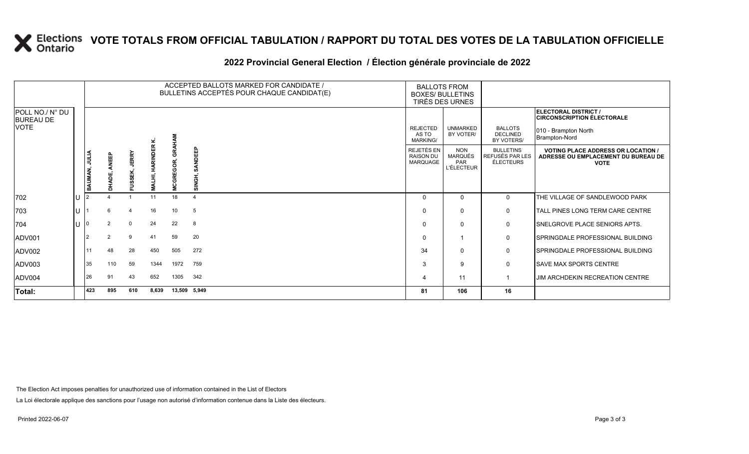# VOTE TOTALS FROM OFFICIAL TABULATION / RAPPORT DU TOTAL DES VOTES DE LA TABULATION OFFICIELLE

## 2022 Provincial General Election / Élection générale provinciale de 2022

**ELECTORAL DISTRICT / CIRCONSCRIPTION ÉLECTORALE**
010 - Brampton North
Brampton-Nord

| POLL NO./ N° DU BUREAU DE VOTE | | ACCEPTED BALLOTS MARKED FOR CANDIDATE / BULLETINS ACCEPTÉS POUR CHAQUE CANDIDAT(E) | | | | | | BALLOTS FROM BOXES/ BULLETINS TIRÉS DES URNES | | | |
|---|---|---|---|---|---|---|---|---|---|---|---|
| | | BAUMAN, JULIA | DHADE, ANEEP | FUSSEK, JERRY | MALHI, HARINDER K. | MCGREGOR, GRAHAM | SINGH, SANDEEP | REJECTED AS TO MARKING/ REJETÉS EN RAISON DU MARQUAGE | UNMARKED BY VOTER/ NON MARQUÉS PAR L'ÉLECTEUR | BALLOTS DECLINED BY VOTERS/ BULLETINS REFUSÉS PAR LES ÉLECTEURS | VOTING PLACE ADDRESS OR LOCATION / ADRESSE OU EMPLACEMENT DU BUREAU DE VOTE |
| 702 | U | 2 | 4 | 1 | 11 | 18 | 4 | 0 | 0 | 0 | THE VILLAGE OF SANDLEWOOD PARK |
| 703 | U | 1 | 6 | 4 | 16 | 10 | 5 | 0 | 0 | 0 | TALL PINES LONG TERM CARE CENTRE |
| 704 | U | 0 | 2 | 0 | 24 | 22 | 8 | 0 | 0 | 0 | SNELGROVE PLACE SENIORS APTS. |
| ADV001 | | 2 | 2 | 9 | 41 | 59 | 20 | 0 | 1 | 0 | SPRINGDALE PROFESSIONAL BUILDING |
| ADV002 | | 11 | 48 | 28 | 450 | 505 | 272 | 34 | 0 | 0 | SPRINGDALE PROFESSIONAL BUILDING |
| ADV003 | | 35 | 110 | 59 | 1344 | 1972 | 759 | 3 | 9 | 0 | SAVE MAX SPORTS CENTRE |
| ADV004 | | 26 | 91 | 43 | 652 | 1305 | 342 | 4 | 11 | 1 | JIM ARCHDEKIN RECREATION CENTRE |
| **Total:** | | **423** | **895** | **610** | **8,639** | **13,509** | **5,949** | **81** | **106** | **16** | |

The Election Act imposes penalties for unauthorized use of information contained in the List of Electors

La Loi électorale applique des sanctions pour l'usage non autorisé d'information contenue dans la Liste des électeurs.

Printed 2022-06-07